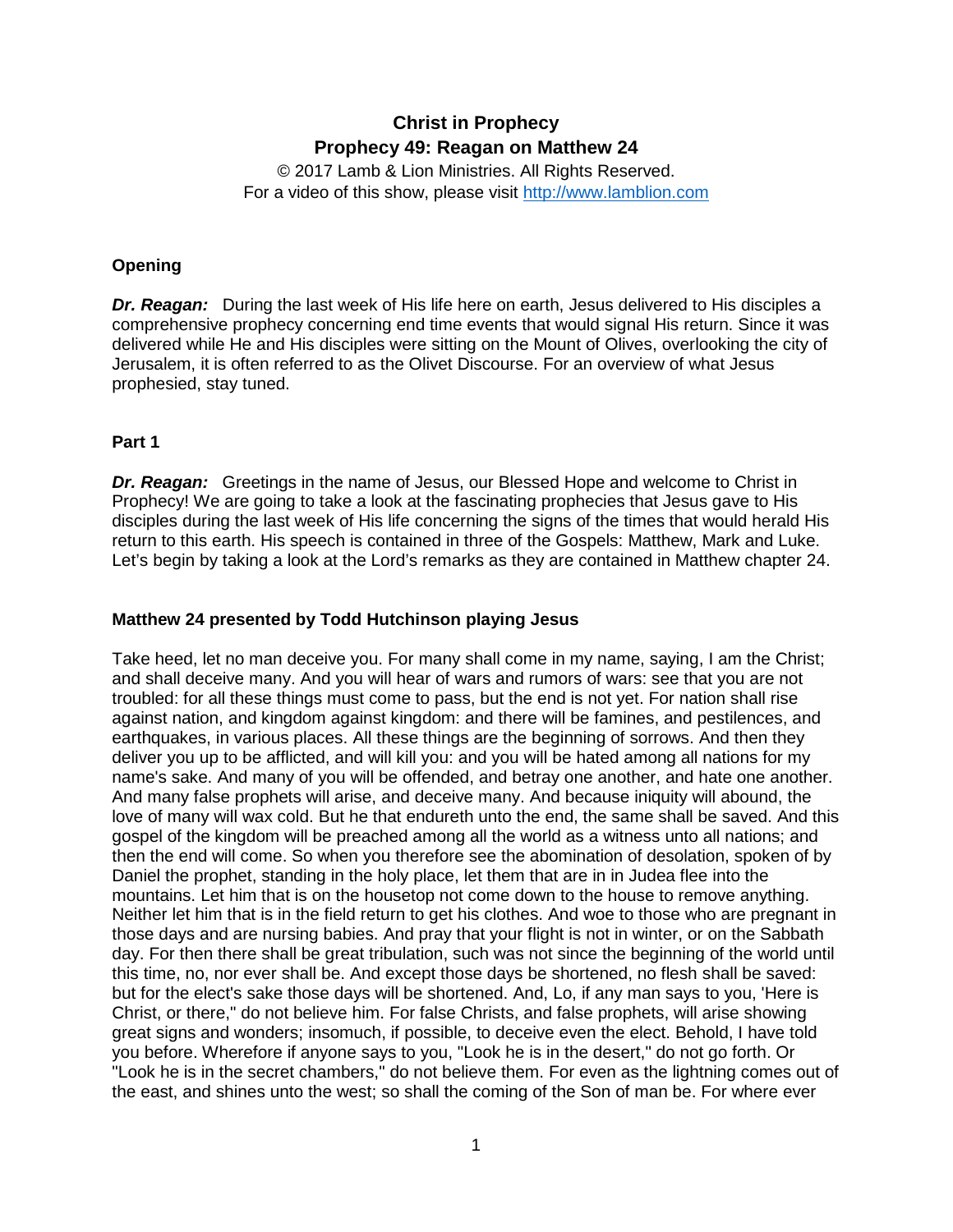# Christ in Prophecy
## Prophecy 49: Reagan on Matthew 24

© 2017 Lamb & Lion Ministries. All Rights Reserved.
For a video of this show, please visit http://www.lamblion.com

### Opening

***Dr. Reagan:*** During the last week of His life here on earth, Jesus delivered to His disciples a comprehensive prophecy concerning end time events that would signal His return. Since it was delivered while He and His disciples were sitting on the Mount of Olives, overlooking the city of Jerusalem, it is often referred to as the Olivet Discourse. For an overview of what Jesus prophesied, stay tuned.

### Part 1

***Dr. Reagan:*** Greetings in the name of Jesus, our Blessed Hope and welcome to Christ in Prophecy! We are going to take a look at the fascinating prophecies that Jesus gave to His disciples during the last week of His life concerning the signs of the times that would herald His return to this earth. His speech is contained in three of the Gospels: Matthew, Mark and Luke. Let's begin by taking a look at the Lord's remarks as they are contained in Matthew chapter 24.

### Matthew 24 presented by Todd Hutchinson playing Jesus

Take heed, let no man deceive you. For many shall come in my name, saying, I am the Christ; and shall deceive many. And you will hear of wars and rumors of wars: see that you are not troubled: for all these things must come to pass, but the end is not yet. For nation shall rise against nation, and kingdom against kingdom: and there will be famines, and pestilences, and earthquakes, in various places. All these things are the beginning of sorrows. And then they deliver you up to be afflicted, and will kill you: and you will be hated among all nations for my name's sake. And many of you will be offended, and betray one another, and hate one another. And many false prophets will arise, and deceive many. And because iniquity will abound, the love of many will wax cold. But he that endureth unto the end, the same shall be saved. And this gospel of the kingdom will be preached among all the world as a witness unto all nations; and then the end will come. So when you therefore see the abomination of desolation, spoken of by Daniel the prophet, standing in the holy place, let them that are in in Judea flee into the mountains. Let him that is on the housetop not come down to the house to remove anything. Neither let him that is in the field return to get his clothes. And woe to those who are pregnant in those days and are nursing babies. And pray that your flight is not in winter, or on the Sabbath day. For then there shall be great tribulation, such was not since the beginning of the world until this time, no, nor ever shall be. And except those days be shortened, no flesh shall be saved: but for the elect's sake those days will be shortened. And, Lo, if any man says to you, 'Here is Christ, or there," do not believe him. For false Christs, and false prophets, will arise showing great signs and wonders; insomuch, if possible, to deceive even the elect. Behold, I have told you before. Wherefore if anyone says to you, "Look he is in the desert," do not go forth. Or "Look he is in the secret chambers," do not believe them. For even as the lightning comes out of the east, and shines unto the west; so shall the coming of the Son of man be. For where ever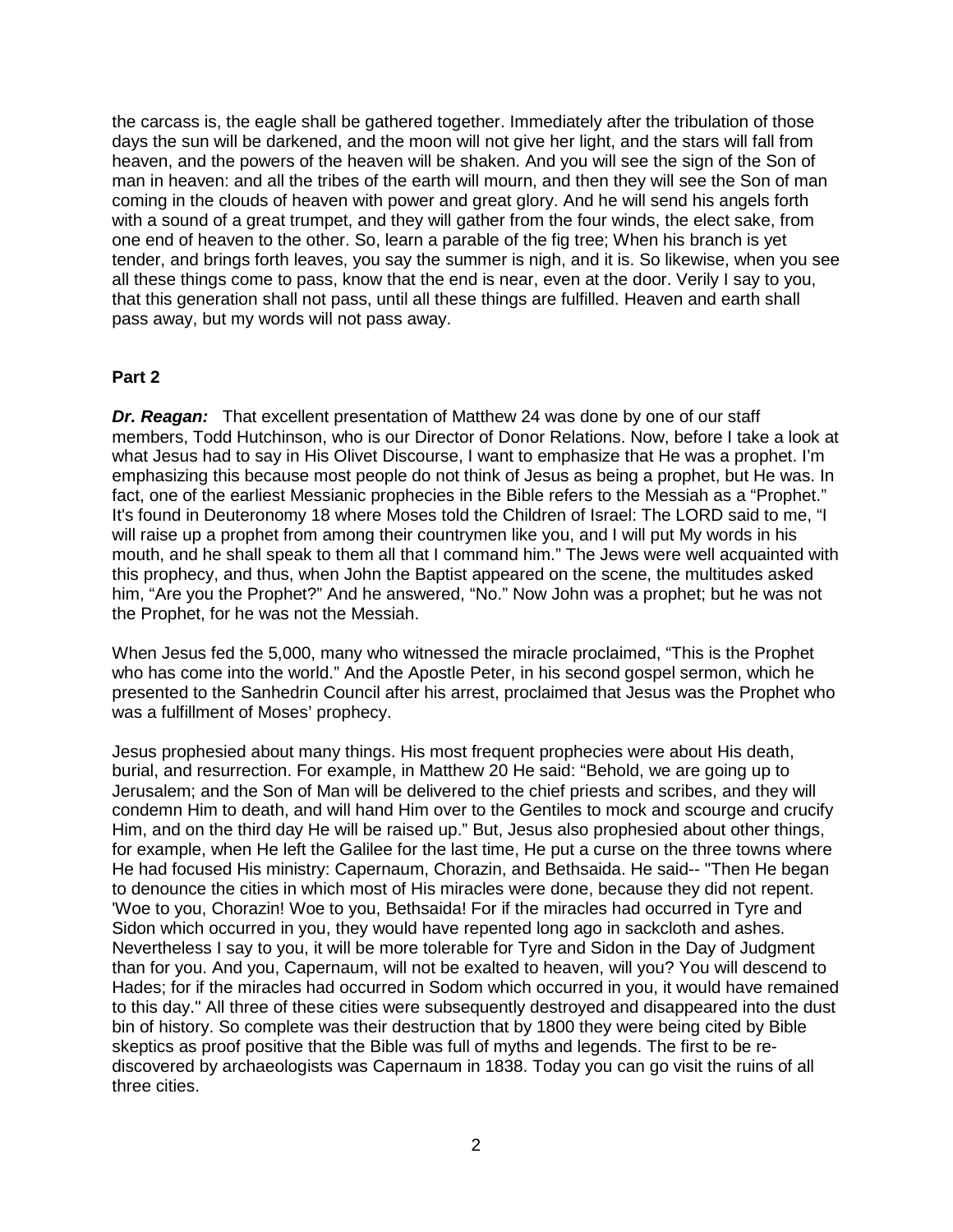the carcass is, the eagle shall be gathered together. Immediately after the tribulation of those days the sun will be darkened, and the moon will not give her light, and the stars will fall from heaven, and the powers of the heaven will be shaken. And you will see the sign of the Son of man in heaven: and all the tribes of the earth will mourn, and then they will see the Son of man coming in the clouds of heaven with power and great glory. And he will send his angels forth with a sound of a great trumpet, and they will gather from the four winds, the elect sake, from one end of heaven to the other. So, learn a parable of the fig tree; When his branch is yet tender, and brings forth leaves, you say the summer is nigh, and it is. So likewise, when you see all these things come to pass, know that the end is near, even at the door. Verily I say to you, that this generation shall not pass, until all these things are fulfilled. Heaven and earth shall pass away, but my words will not pass away.

**Part 2**

***Dr. Reagan:*** That excellent presentation of Matthew 24 was done by one of our staff members, Todd Hutchinson, who is our Director of Donor Relations. Now, before I take a look at what Jesus had to say in His Olivet Discourse, I want to emphasize that He was a prophet. I'm emphasizing this because most people do not think of Jesus as being a prophet, but He was. In fact, one of the earliest Messianic prophecies in the Bible refers to the Messiah as a "Prophet." It's found in Deuteronomy 18 where Moses told the Children of Israel: The LORD said to me, "I will raise up a prophet from among their countrymen like you, and I will put My words in his mouth, and he shall speak to them all that I command him." The Jews were well acquainted with this prophecy, and thus, when John the Baptist appeared on the scene, the multitudes asked him, "Are you the Prophet?" And he answered, "No." Now John was a prophet; but he was not the Prophet, for he was not the Messiah.

When Jesus fed the 5,000, many who witnessed the miracle proclaimed, "This is the Prophet who has come into the world." And the Apostle Peter, in his second gospel sermon, which he presented to the Sanhedrin Council after his arrest, proclaimed that Jesus was the Prophet who was a fulfillment of Moses' prophecy.

Jesus prophesied about many things. His most frequent prophecies were about His death, burial, and resurrection. For example, in Matthew 20 He said: "Behold, we are going up to Jerusalem; and the Son of Man will be delivered to the chief priests and scribes, and they will condemn Him to death, and will hand Him over to the Gentiles to mock and scourge and crucify Him, and on the third day He will be raised up." But, Jesus also prophesied about other things, for example, when He left the Galilee for the last time, He put a curse on the three towns where He had focused His ministry: Capernaum, Chorazin, and Bethsaida. He said-- "Then He began to denounce the cities in which most of His miracles were done, because they did not repent. 'Woe to you, Chorazin! Woe to you, Bethsaida! For if the miracles had occurred in Tyre and Sidon which occurred in you, they would have repented long ago in sackcloth and ashes. Nevertheless I say to you, it will be more tolerable for Tyre and Sidon in the Day of Judgment than for you. And you, Capernaum, will not be exalted to heaven, will you? You will descend to Hades; for if the miracles had occurred in Sodom which occurred in you, it would have remained to this day." All three of these cities were subsequently destroyed and disappeared into the dust bin of history. So complete was their destruction that by 1800 they were being cited by Bible skeptics as proof positive that the Bible was full of myths and legends. The first to be re-discovered by archaeologists was Capernaum in 1838. Today you can go visit the ruins of all three cities.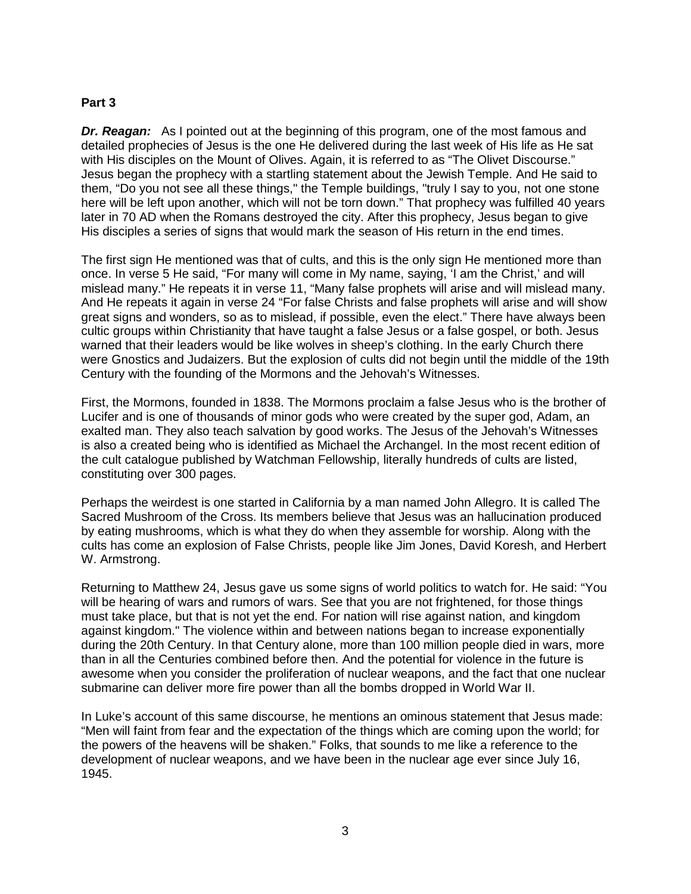**Part 3**

***Dr. Reagan:*** As I pointed out at the beginning of this program, one of the most famous and detailed prophecies of Jesus is the one He delivered during the last week of His life as He sat with His disciples on the Mount of Olives. Again, it is referred to as "The Olivet Discourse." Jesus began the prophecy with a startling statement about the Jewish Temple. And He said to them, "Do you not see all these things," the Temple buildings, "truly I say to you, not one stone here will be left upon another, which will not be torn down." That prophecy was fulfilled 40 years later in 70 AD when the Romans destroyed the city. After this prophecy, Jesus began to give His disciples a series of signs that would mark the season of His return in the end times.

The first sign He mentioned was that of cults, and this is the only sign He mentioned more than once. In verse 5 He said, "For many will come in My name, saying, 'I am the Christ,' and will mislead many." He repeats it in verse 11, "Many false prophets will arise and will mislead many. And He repeats it again in verse 24 "For false Christs and false prophets will arise and will show great signs and wonders, so as to mislead, if possible, even the elect." There have always been cultic groups within Christianity that have taught a false Jesus or a false gospel, or both. Jesus warned that their leaders would be like wolves in sheep's clothing. In the early Church there were Gnostics and Judaizers. But the explosion of cults did not begin until the middle of the 19th Century with the founding of the Mormons and the Jehovah's Witnesses.

First, the Mormons, founded in 1838. The Mormons proclaim a false Jesus who is the brother of Lucifer and is one of thousands of minor gods who were created by the super god, Adam, an exalted man. They also teach salvation by good works. The Jesus of the Jehovah's Witnesses is also a created being who is identified as Michael the Archangel. In the most recent edition of the cult catalogue published by Watchman Fellowship, literally hundreds of cults are listed, constituting over 300 pages.

Perhaps the weirdest is one started in California by a man named John Allegro. It is called The Sacred Mushroom of the Cross. Its members believe that Jesus was an hallucination produced by eating mushrooms, which is what they do when they assemble for worship. Along with the cults has come an explosion of False Christs, people like Jim Jones, David Koresh, and Herbert W. Armstrong.

Returning to Matthew 24, Jesus gave us some signs of world politics to watch for. He said: "You will be hearing of wars and rumors of wars. See that you are not frightened, for those things must take place, but that is not yet the end. For nation will rise against nation, and kingdom against kingdom." The violence within and between nations began to increase exponentially during the 20th Century. In that Century alone, more than 100 million people died in wars, more than in all the Centuries combined before then. And the potential for violence in the future is awesome when you consider the proliferation of nuclear weapons, and the fact that one nuclear submarine can deliver more fire power than all the bombs dropped in World War II.

In Luke's account of this same discourse, he mentions an ominous statement that Jesus made: "Men will faint from fear and the expectation of the things which are coming upon the world; for the powers of the heavens will be shaken." Folks, that sounds to me like a reference to the development of nuclear weapons, and we have been in the nuclear age ever since July 16, 1945.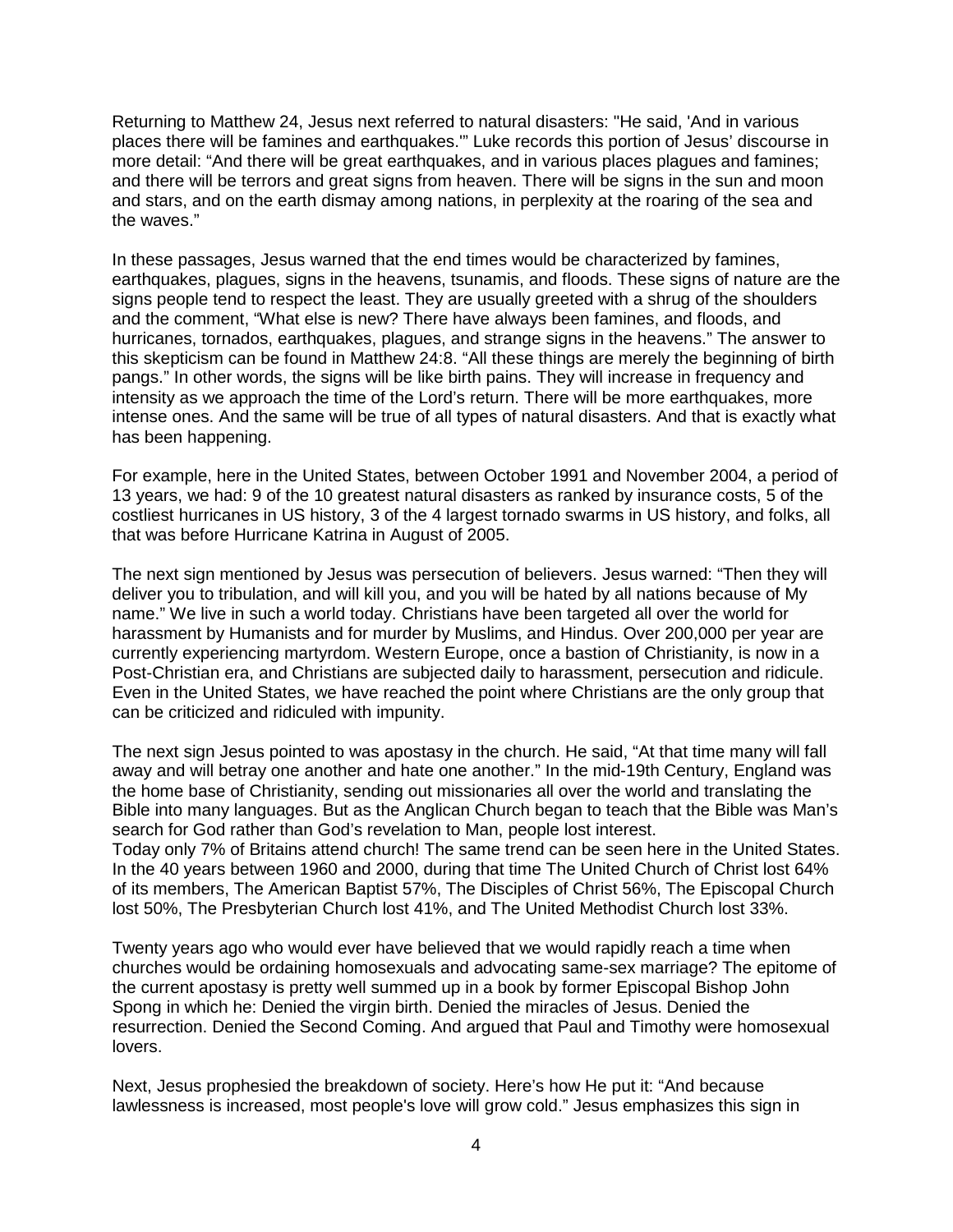Returning to Matthew 24, Jesus next referred to natural disasters: "He said, 'And in various places there will be famines and earthquakes.'" Luke records this portion of Jesus' discourse in more detail: "And there will be great earthquakes, and in various places plagues and famines; and there will be terrors and great signs from heaven. There will be signs in the sun and moon and stars, and on the earth dismay among nations, in perplexity at the roaring of the sea and the waves."

In these passages, Jesus warned that the end times would be characterized by famines, earthquakes, plagues, signs in the heavens, tsunamis, and floods. These signs of nature are the signs people tend to respect the least. They are usually greeted with a shrug of the shoulders and the comment, "What else is new? There have always been famines, and floods, and hurricanes, tornados, earthquakes, plagues, and strange signs in the heavens." The answer to this skepticism can be found in Matthew 24:8. "All these things are merely the beginning of birth pangs." In other words, the signs will be like birth pains. They will increase in frequency and intensity as we approach the time of the Lord's return. There will be more earthquakes, more intense ones. And the same will be true of all types of natural disasters. And that is exactly what has been happening.

For example, here in the United States, between October 1991 and November 2004, a period of 13 years, we had: 9 of the 10 greatest natural disasters as ranked by insurance costs, 5 of the costliest hurricanes in US history, 3 of the 4 largest tornado swarms in US history, and folks, all that was before Hurricane Katrina in August of 2005.

The next sign mentioned by Jesus was persecution of believers. Jesus warned: "Then they will deliver you to tribulation, and will kill you, and you will be hated by all nations because of My name." We live in such a world today. Christians have been targeted all over the world for harassment by Humanists and for murder by Muslims, and Hindus. Over 200,000 per year are currently experiencing martyrdom. Western Europe, once a bastion of Christianity, is now in a Post-Christian era, and Christians are subjected daily to harassment, persecution and ridicule. Even in the United States, we have reached the point where Christians are the only group that can be criticized and ridiculed with impunity.

The next sign Jesus pointed to was apostasy in the church. He said, "At that time many will fall away and will betray one another and hate one another." In the mid-19th Century, England was the home base of Christianity, sending out missionaries all over the world and translating the Bible into many languages. But as the Anglican Church began to teach that the Bible was Man's search for God rather than God's revelation to Man, people lost interest.
Today only 7% of Britains attend church! The same trend can be seen here in the United States. In the 40 years between 1960 and 2000, during that time The United Church of Christ lost 64% of its members, The American Baptist 57%, The Disciples of Christ 56%, The Episcopal Church lost 50%, The Presbyterian Church lost 41%, and The United Methodist Church lost 33%.

Twenty years ago who would ever have believed that we would rapidly reach a time when churches would be ordaining homosexuals and advocating same-sex marriage? The epitome of the current apostasy is pretty well summed up in a book by former Episcopal Bishop John Spong in which he: Denied the virgin birth. Denied the miracles of Jesus. Denied the resurrection. Denied the Second Coming. And argued that Paul and Timothy were homosexual lovers.

Next, Jesus prophesied the breakdown of society. Here's how He put it: "And because lawlessness is increased, most people's love will grow cold." Jesus emphasizes this sign in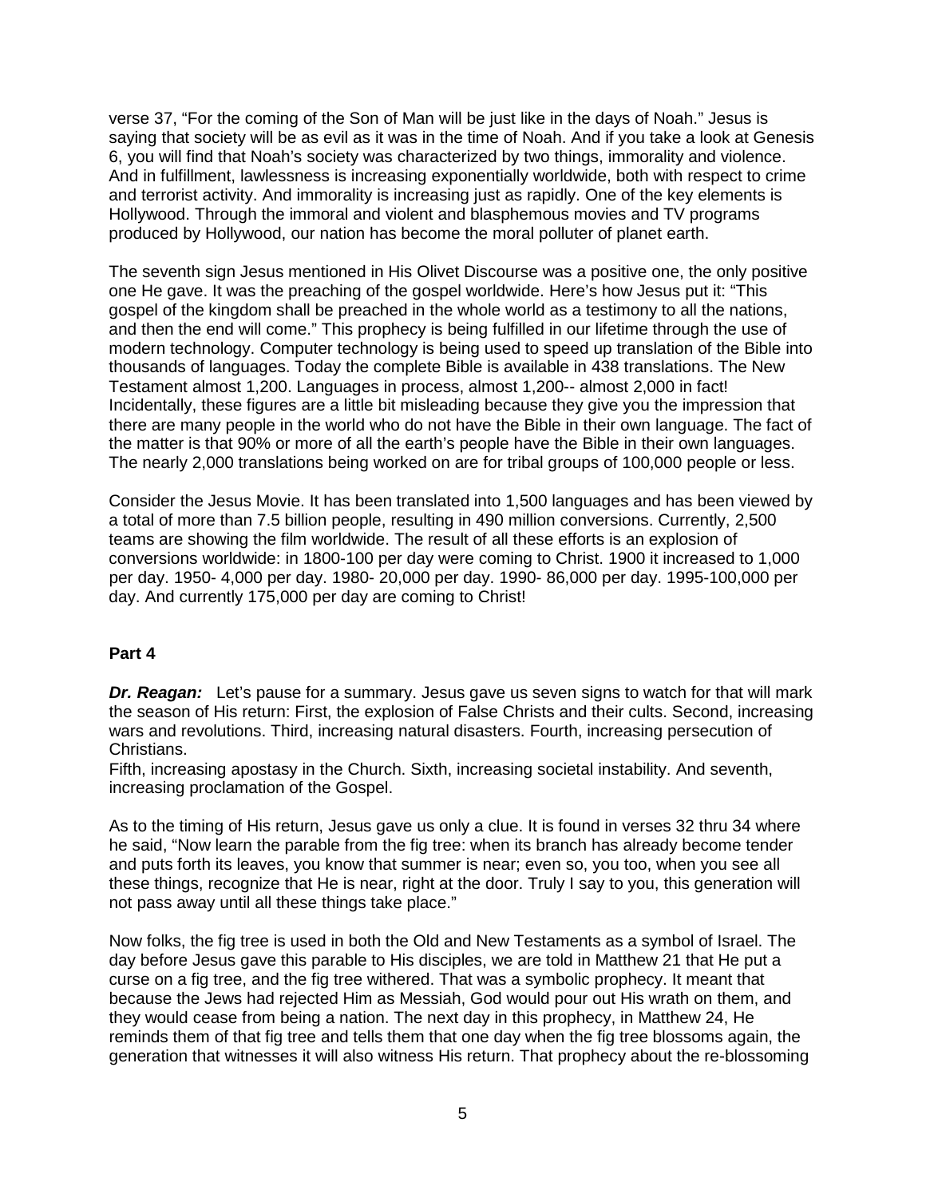verse 37, "For the coming of the Son of Man will be just like in the days of Noah." Jesus is saying that society will be as evil as it was in the time of Noah. And if you take a look at Genesis 6, you will find that Noah's society was characterized by two things, immorality and violence. And in fulfillment, lawlessness is increasing exponentially worldwide, both with respect to crime and terrorist activity. And immorality is increasing just as rapidly. One of the key elements is Hollywood. Through the immoral and violent and blasphemous movies and TV programs produced by Hollywood, our nation has become the moral polluter of planet earth.

The seventh sign Jesus mentioned in His Olivet Discourse was a positive one, the only positive one He gave. It was the preaching of the gospel worldwide. Here's how Jesus put it: "This gospel of the kingdom shall be preached in the whole world as a testimony to all the nations, and then the end will come." This prophecy is being fulfilled in our lifetime through the use of modern technology. Computer technology is being used to speed up translation of the Bible into thousands of languages. Today the complete Bible is available in 438 translations. The New Testament almost 1,200. Languages in process, almost 1,200-- almost 2,000 in fact! Incidentally, these figures are a little bit misleading because they give you the impression that there are many people in the world who do not have the Bible in their own language. The fact of the matter is that 90% or more of all the earth's people have the Bible in their own languages. The nearly 2,000 translations being worked on are for tribal groups of 100,000 people or less.

Consider the Jesus Movie. It has been translated into 1,500 languages and has been viewed by a total of more than 7.5 billion people, resulting in 490 million conversions. Currently, 2,500 teams are showing the film worldwide. The result of all these efforts is an explosion of conversions worldwide: in 1800-100 per day were coming to Christ. 1900 it increased to 1,000 per day. 1950- 4,000 per day. 1980- 20,000 per day. 1990- 86,000 per day. 1995-100,000 per day. And currently 175,000 per day are coming to Christ!

**Part 4**

***Dr. Reagan:*** Let's pause for a summary. Jesus gave us seven signs to watch for that will mark the season of His return: First, the explosion of False Christs and their cults. Second, increasing wars and revolutions. Third, increasing natural disasters. Fourth, increasing persecution of Christians.
Fifth, increasing apostasy in the Church. Sixth, increasing societal instability. And seventh, increasing proclamation of the Gospel.

As to the timing of His return, Jesus gave us only a clue. It is found in verses 32 thru 34 where he said, "Now learn the parable from the fig tree: when its branch has already become tender and puts forth its leaves, you know that summer is near; even so, you too, when you see all these things, recognize that He is near, right at the door. Truly I say to you, this generation will not pass away until all these things take place."

Now folks, the fig tree is used in both the Old and New Testaments as a symbol of Israel. The day before Jesus gave this parable to His disciples, we are told in Matthew 21 that He put a curse on a fig tree, and the fig tree withered. That was a symbolic prophecy. It meant that because the Jews had rejected Him as Messiah, God would pour out His wrath on them, and they would cease from being a nation. The next day in this prophecy, in Matthew 24, He reminds them of that fig tree and tells them that one day when the fig tree blossoms again, the generation that witnesses it will also witness His return. That prophecy about the re-blossoming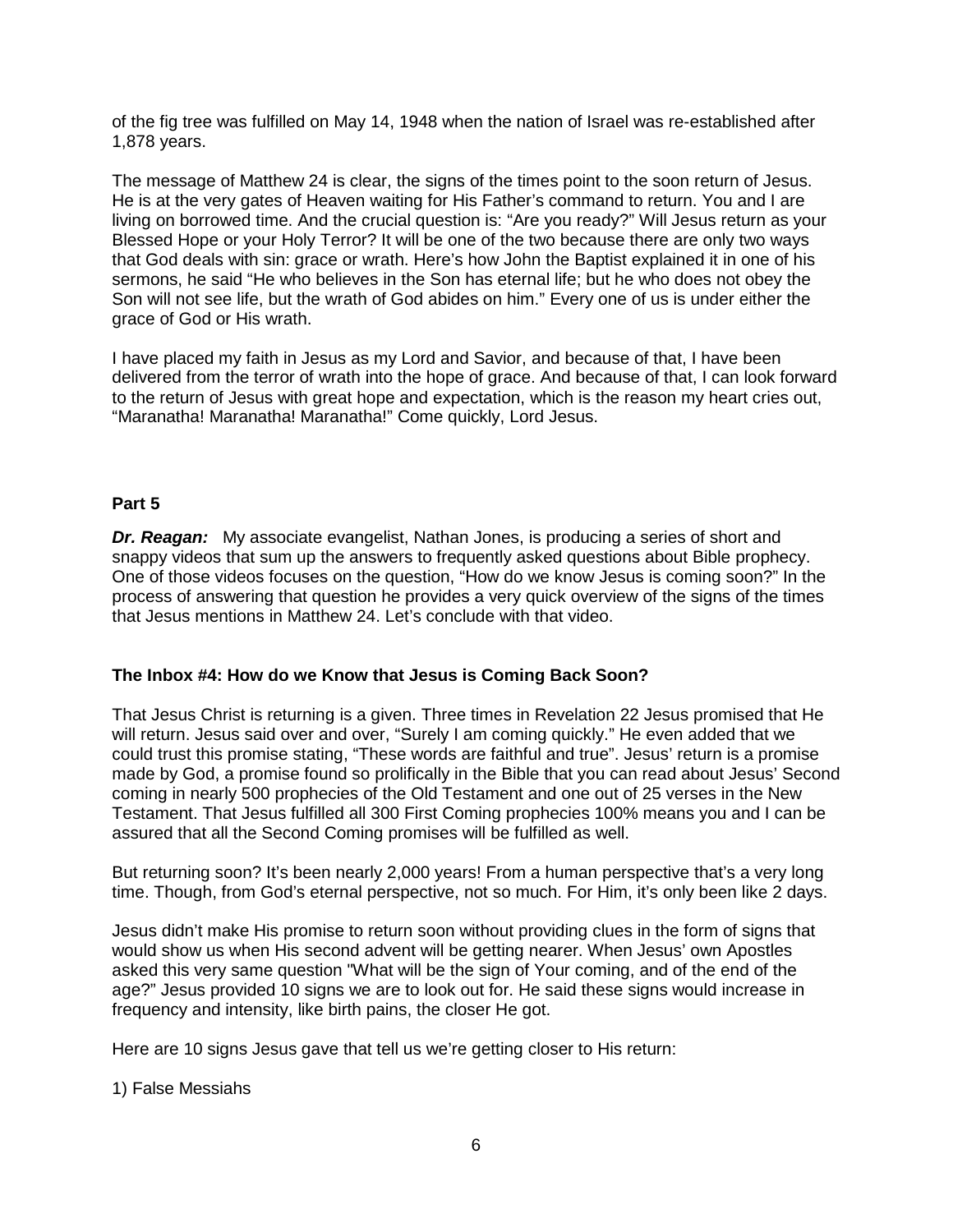of the fig tree was fulfilled on May 14, 1948 when the nation of Israel was re-established after 1,878 years.

The message of Matthew 24 is clear, the signs of the times point to the soon return of Jesus. He is at the very gates of Heaven waiting for His Father's command to return. You and I are living on borrowed time. And the crucial question is: "Are you ready?" Will Jesus return as your Blessed Hope or your Holy Terror? It will be one of the two because there are only two ways that God deals with sin: grace or wrath. Here's how John the Baptist explained it in one of his sermons, he said "He who believes in the Son has eternal life; but he who does not obey the Son will not see life, but the wrath of God abides on him." Every one of us is under either the grace of God or His wrath.

I have placed my faith in Jesus as my Lord and Savior, and because of that, I have been delivered from the terror of wrath into the hope of grace. And because of that, I can look forward to the return of Jesus with great hope and expectation, which is the reason my heart cries out, "Maranatha! Maranatha! Maranatha!" Come quickly, Lord Jesus.

**Part 5**

***Dr. Reagan:*** My associate evangelist, Nathan Jones, is producing a series of short and snappy videos that sum up the answers to frequently asked questions about Bible prophecy. One of those videos focuses on the question, "How do we know Jesus is coming soon?" In the process of answering that question he provides a very quick overview of the signs of the times that Jesus mentions in Matthew 24. Let's conclude with that video.

**The Inbox #4: How do we Know that Jesus is Coming Back Soon?**

That Jesus Christ is returning is a given. Three times in Revelation 22 Jesus promised that He will return. Jesus said over and over, "Surely I am coming quickly." He even added that we could trust this promise stating, "These words are faithful and true". Jesus' return is a promise made by God, a promise found so prolifically in the Bible that you can read about Jesus' Second coming in nearly 500 prophecies of the Old Testament and one out of 25 verses in the New Testament. That Jesus fulfilled all 300 First Coming prophecies 100% means you and I can be assured that all the Second Coming promises will be fulfilled as well.

But returning soon? It's been nearly 2,000 years! From a human perspective that's a very long time. Though, from God's eternal perspective, not so much. For Him, it's only been like 2 days.

Jesus didn't make His promise to return soon without providing clues in the form of signs that would show us when His second advent will be getting nearer. When Jesus' own Apostles asked this very same question "What will be the sign of Your coming, and of the end of the age?" Jesus provided 10 signs we are to look out for. He said these signs would increase in frequency and intensity, like birth pains, the closer He got.

Here are 10 signs Jesus gave that tell us we're getting closer to His return:

1) False Messiahs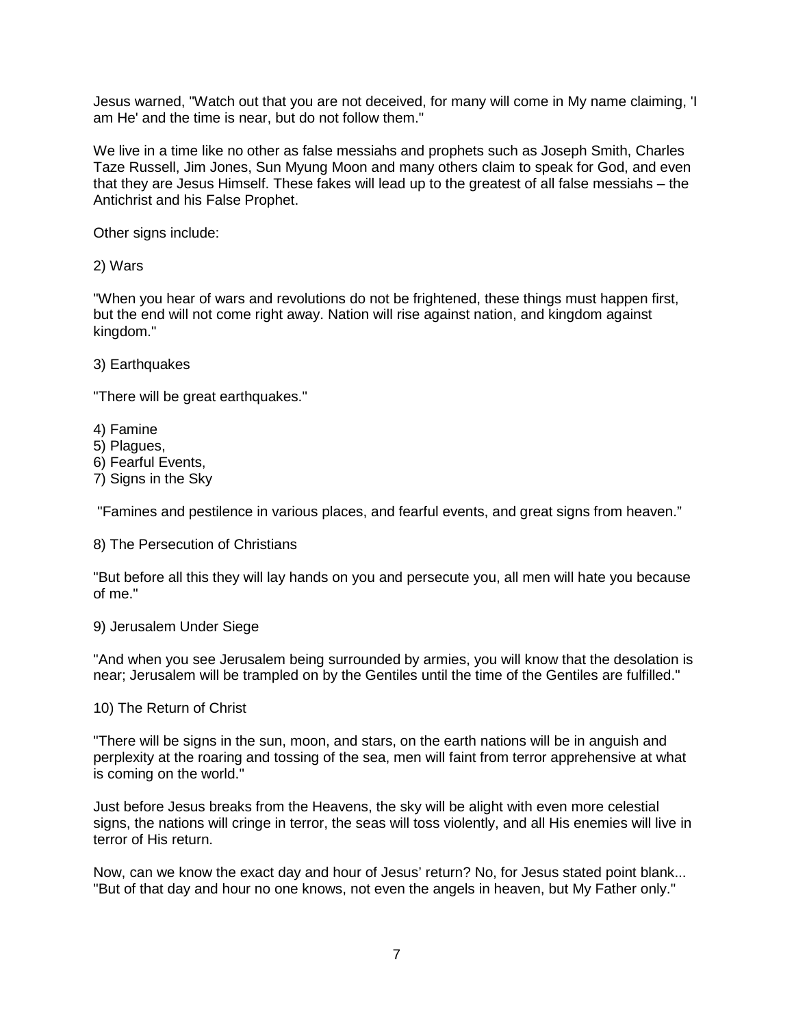Jesus warned, "Watch out that you are not deceived, for many will come in My name claiming, 'I am He' and the time is near, but do not follow them."

We live in a time like no other as false messiahs and prophets such as Joseph Smith, Charles Taze Russell, Jim Jones, Sun Myung Moon and many others claim to speak for God, and even that they are Jesus Himself. These fakes will lead up to the greatest of all false messiahs – the Antichrist and his False Prophet.

Other signs include:

2) Wars

"When you hear of wars and revolutions do not be frightened, these things must happen first, but the end will not come right away. Nation will rise against nation, and kingdom against kingdom."

3) Earthquakes

"There will be great earthquakes."

4) Famine  
5) Plagues,  
6) Fearful Events,  
7) Signs in the Sky

"Famines and pestilence in various places, and fearful events, and great signs from heaven."

8) The Persecution of Christians

"But before all this they will lay hands on you and persecute you, all men will hate you because of me."

9) Jerusalem Under Siege

"And when you see Jerusalem being surrounded by armies, you will know that the desolation is near; Jerusalem will be trampled on by the Gentiles until the time of the Gentiles are fulfilled."

10) The Return of Christ

"There will be signs in the sun, moon, and stars, on the earth nations will be in anguish and perplexity at the roaring and tossing of the sea, men will faint from terror apprehensive at what is coming on the world."

Just before Jesus breaks from the Heavens, the sky will be alight with even more celestial signs, the nations will cringe in terror, the seas will toss violently, and all His enemies will live in terror of His return.

Now, can we know the exact day and hour of Jesus' return? No, for Jesus stated point blank... "But of that day and hour no one knows, not even the angels in heaven, but My Father only."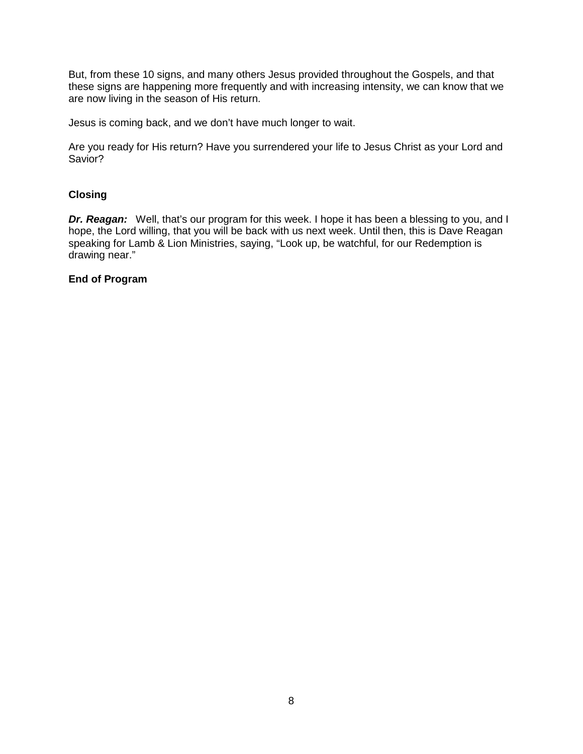But, from these 10 signs, and many others Jesus provided throughout the Gospels, and that these signs are happening more frequently and with increasing intensity, we can know that we are now living in the season of His return.

Jesus is coming back, and we don't have much longer to wait.

Are you ready for His return? Have you surrendered your life to Jesus Christ as your Lord and Savior?

**Closing**

***Dr. Reagan:*** Well, that's our program for this week. I hope it has been a blessing to you, and I hope, the Lord willing, that you will be back with us next week. Until then, this is Dave Reagan speaking for Lamb & Lion Ministries, saying, "Look up, be watchful, for our Redemption is drawing near."

**End of Program**